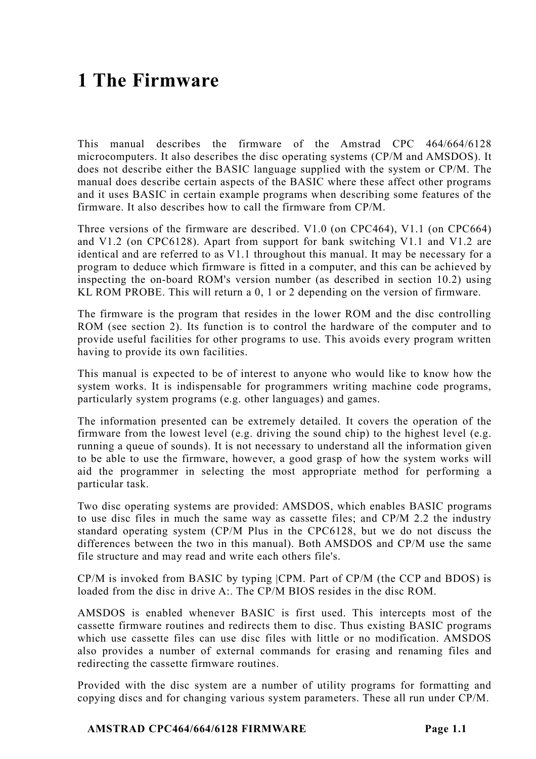# 1 The Firmware

This manual describes the firmware of the Amstrad CPC 464/664/6128 microcomputers. It also describes the disc operating systems (CP/M and AMSDOS). It does not describe either the BASIC language supplied with the system or CP/M. The manual does describe certain aspects of the BASIC where these affect other programs and it uses BASIC in certain example programs when describing some features of the firmware. It also describes how to call the firmware from CP/M.

Three versions of the firmware are described. V1.0 (on CPC464), V1.1 (on CPC664) and V1.2 (on CPC6128). Apart from support for bank switching V1.1 and V1.2 are identical and are referred to as V1.1 throughout this manual. It may be necessary for a program to deduce which firmware is fitted in a computer, and this can be achieved by inspecting the on-board ROM's version number (as described in section 10.2) using KL ROM PROBE. This will return a 0, 1 or 2 depending on the version of firmware.

The firmware is the program that resides in the lower ROM and the disc controlling ROM (see section 2). Its function is to control the hardware of the computer and to provide useful facilities for other programs to use. This avoids every program written having to provide its own facilities.

This manual is expected to be of interest to anyone who would like to know how the system works. It is indispensable for programmers writing machine code programs, particularly system programs (e.g. other languages) and games.

The information presented can be extremely detailed. It covers the operation of the firmware from the lowest level (e.g. driving the sound chip) to the highest level (e.g. running a queue of sounds). It is not necessary to understand all the information given to be able to use the firmware, however, a good grasp of how the system works will aid the programmer in selecting the most appropriate method for performing a particular task.

Two disc operating systems are provided: AMSDOS, which enables BASIC programs to use disc files in much the same way as cassette files; and CP/M 2.2 the industry standard operating system (CP/M Plus in the CPC6128, but we do not discuss the differences between the two in this manual). Both AMSDOS and CP/M use the same file structure and may read and write each others file's.

CP/M is invoked from BASIC by typing |CPM. Part of CP/M (the CCP and BDOS) is loaded from the disc in drive A:. The CP/M BIOS resides in the disc ROM.

AMSDOS is enabled whenever BASIC is first used. This intercepts most of the cassette firmware routines and redirects them to disc. Thus existing BASIC programs which use cassette files can use disc files with little or no modification. AMSDOS also provides a number of external commands for erasing and renaming files and redirecting the cassette firmware routines.

Provided with the disc system are a number of utility programs for formatting and copying discs and for changing various system parameters. These all run under CP/M.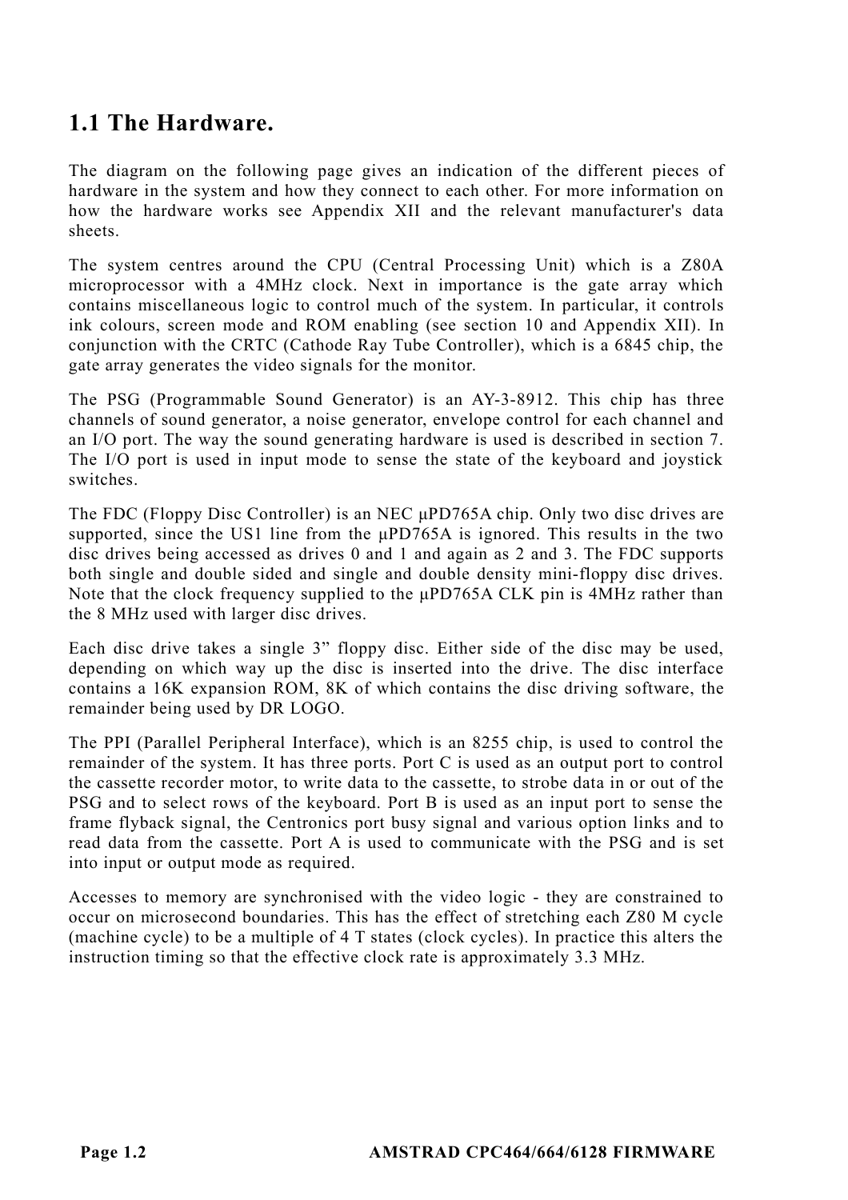## 1.1 The Hardware.

The diagram on the following page gives an indication of the different pieces of hardware in the system and how they connect to each other. For more information on how the hardware works see Appendix XII and the relevant manufacturer's data sheets.

The system centres around the CPU (Central Processing Unit) which is a Z80A microprocessor with a 4MHz clock. Next in importance is the gate array which contains miscellaneous logic to control much of the system. In particular, it controls ink colours, screen mode and ROM enabling (see section 10 and Appendix XII). In conjunction with the CRTC (Cathode Ray Tube Controller), which is a 6845 chip, the gate array generates the video signals for the monitor.

The PSG (Programmable Sound Generator) is an AY-3-8912. This chip has three channels of sound generator, a noise generator, envelope control for each channel and an I/O port. The way the sound generating hardware is used is described in section 7. The I/O port is used in input mode to sense the state of the keyboard and joystick switches.

The FDC (Floppy Disc Controller) is an NEC µPD765A chip. Only two disc drives are supported, since the US1 line from the µPD765A is ignored. This results in the two disc drives being accessed as drives 0 and 1 and again as 2 and 3. The FDC supports both single and double sided and single and double density mini-floppy disc drives. Note that the clock frequency supplied to the µPD765A CLK pin is 4MHz rather than the 8 MHz used with larger disc drives.

Each disc drive takes a single 3” floppy disc. Either side of the disc may be used, depending on which way up the disc is inserted into the drive. The disc interface contains a 16K expansion ROM, 8K of which contains the disc driving software, the remainder being used by DR LOGO.

The PPI (Parallel Peripheral Interface), which is an 8255 chip, is used to control the remainder of the system. It has three ports. Port C is used as an output port to control the cassette recorder motor, to write data to the cassette, to strobe data in or out of the PSG and to select rows of the keyboard. Port B is used as an input port to sense the frame flyback signal, the Centronics port busy signal and various option links and to read data from the cassette. Port A is used to communicate with the PSG and is set into input or output mode as required.

Accesses to memory are synchronised with the video logic - they are constrained to occur on microsecond boundaries. This has the effect of stretching each Z80 M cycle (machine cycle) to be a multiple of 4 T states (clock cycles). In practice this alters the instruction timing so that the effective clock rate is approximately 3.3 MHz.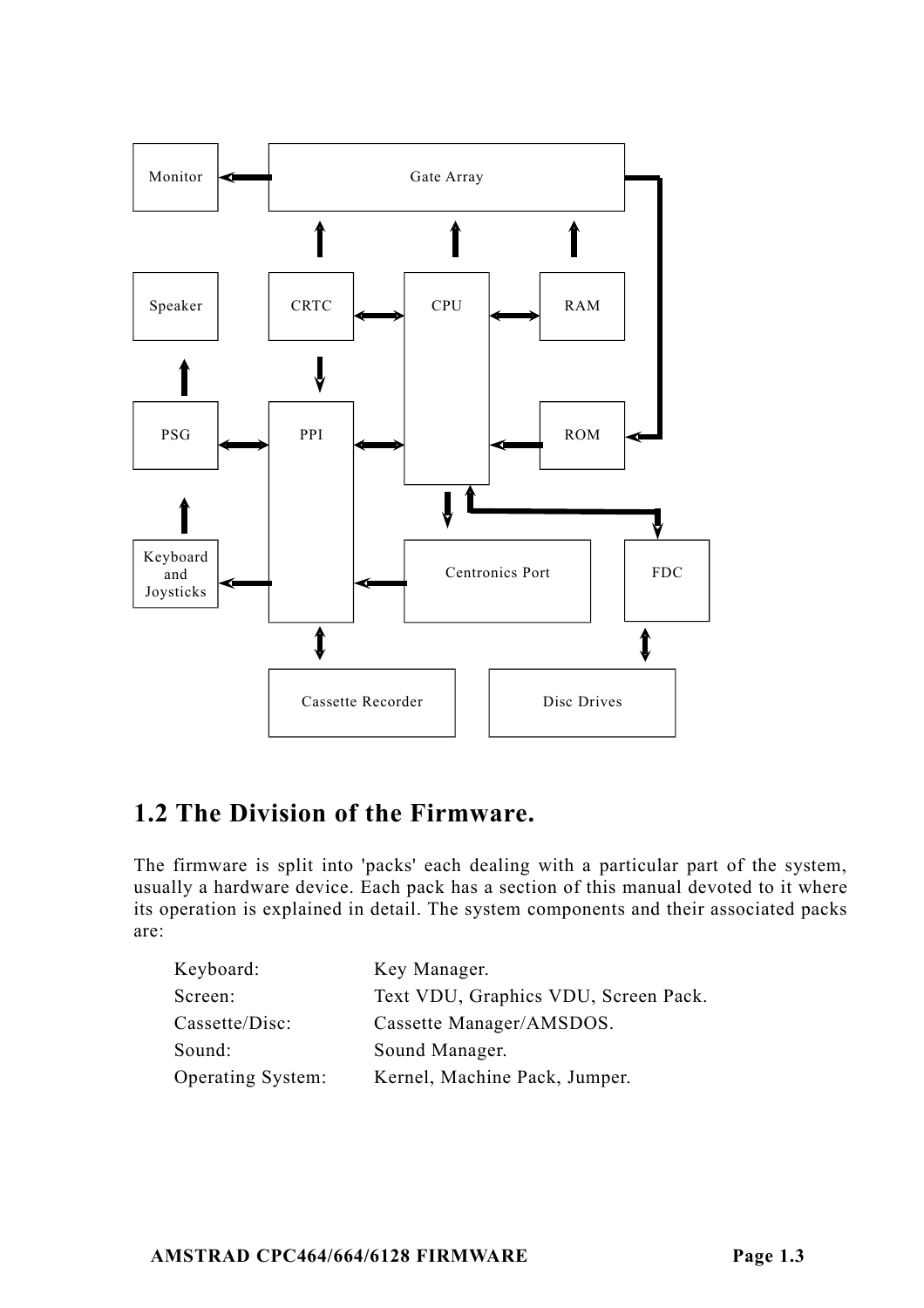Monitor

Gate Array

Speaker

CRTC

CPU

RAM

PSG

PPI

ROM

Keyboard and Joysticks

Centronics Port

FDC

Cassette Recorder

Disc Drives

## 1.2 The Division of the Firmware.

The firmware is split into 'packs' each dealing with a particular part of the system, usually a hardware device. Each pack has a section of this manual devoted to it where its operation is explained in detail. The system components and their associated packs are:

| | |
|---|---|
| Keyboard: | Key Manager. |
| Screen: | Text VDU, Graphics VDU, Screen Pack. |
| Cassette/Disc: | Cassette Manager/AMSDOS. |
| Sound: | Sound Manager. |
| Operating System: | Kernel, Machine Pack, Jumper. |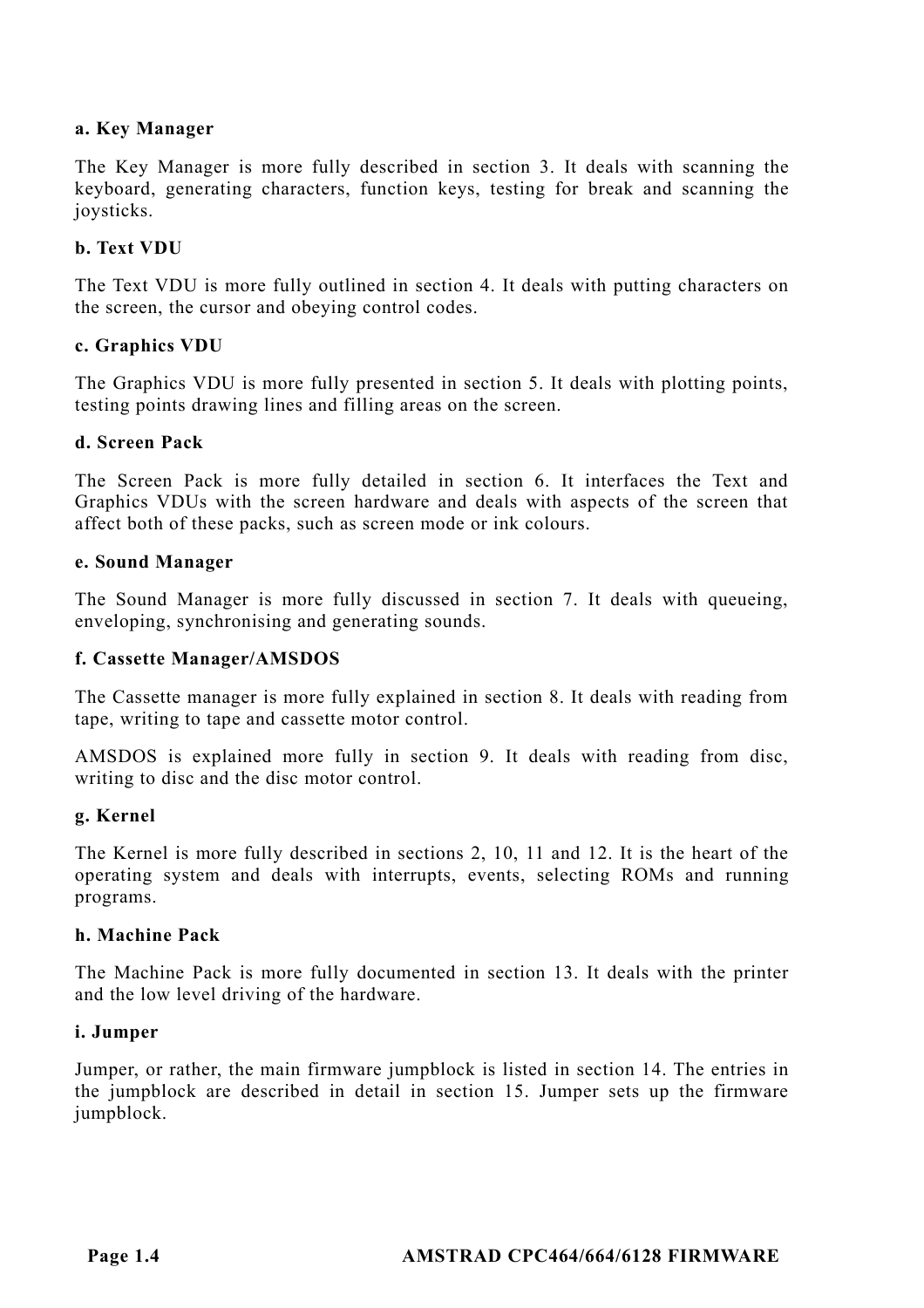**a. Key Manager**

The Key Manager is more fully described in section 3. It deals with scanning the keyboard, generating characters, function keys, testing for break and scanning the joysticks.

**b. Text VDU**

The Text VDU is more fully outlined in section 4. It deals with putting characters on the screen, the cursor and obeying control codes.

**c. Graphics VDU**

The Graphics VDU is more fully presented in section 5. It deals with plotting points, testing points drawing lines and filling areas on the screen.

**d. Screen Pack**

The Screen Pack is more fully detailed in section 6. It interfaces the Text and Graphics VDUs with the screen hardware and deals with aspects of the screen that affect both of these packs, such as screen mode or ink colours.

**e. Sound Manager**

The Sound Manager is more fully discussed in section 7. It deals with queueing, enveloping, synchronising and generating sounds.

**f. Cassette Manager/AMSDOS**

The Cassette manager is more fully explained in section 8. It deals with reading from tape, writing to tape and cassette motor control.

AMSDOS is explained more fully in section 9. It deals with reading from disc, writing to disc and the disc motor control.

**g. Kernel**

The Kernel is more fully described in sections 2, 10, 11 and 12. It is the heart of the operating system and deals with interrupts, events, selecting ROMs and running programs.

**h. Machine Pack**

The Machine Pack is more fully documented in section 13. It deals with the printer and the low level driving of the hardware.

**i. Jumper**

Jumper, or rather, the main firmware jumpblock is listed in section 14. The entries in the jumpblock are described in detail in section 15. Jumper sets up the firmware jumpblock.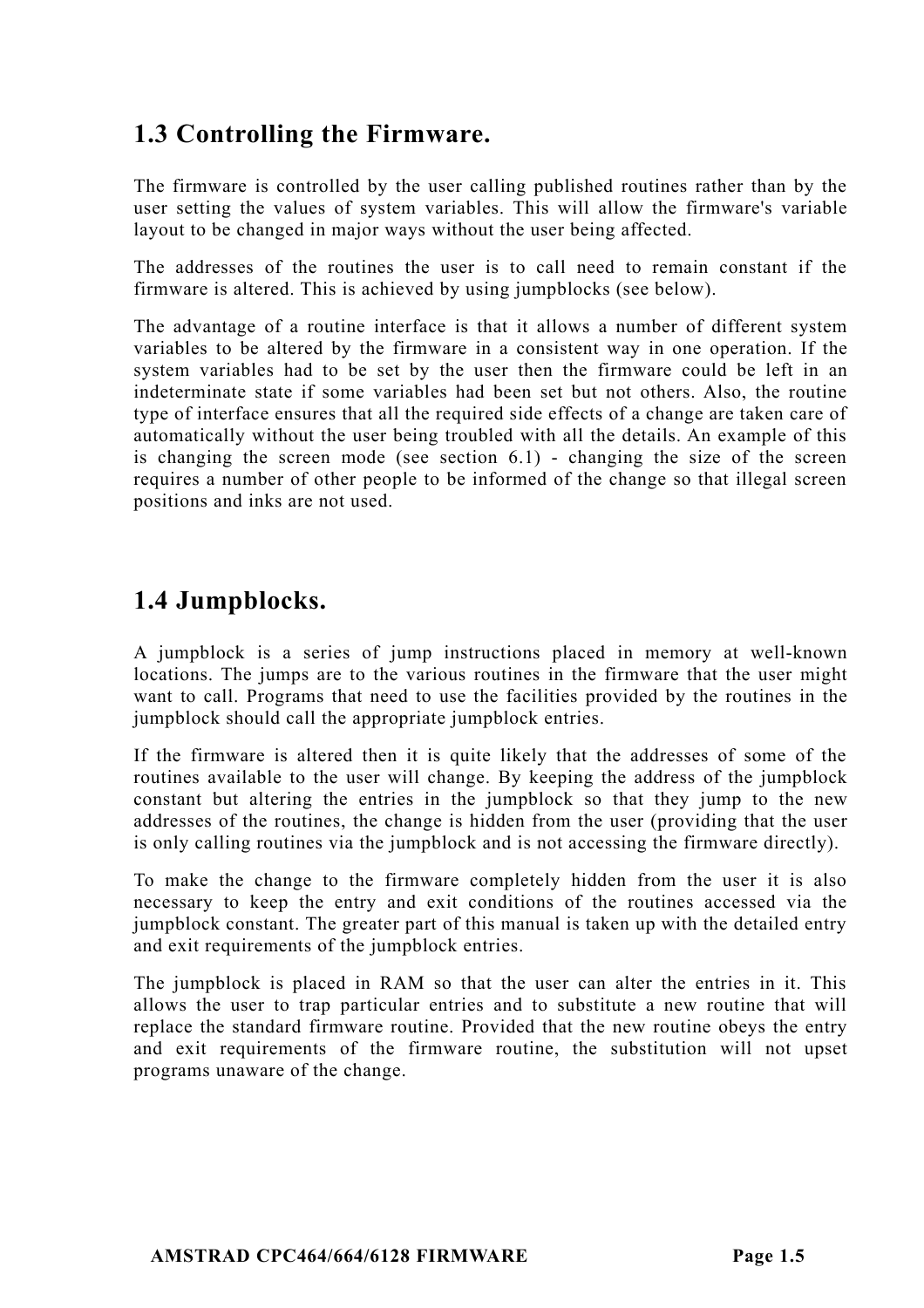## 1.3 Controlling the Firmware.

The firmware is controlled by the user calling published routines rather than by the user setting the values of system variables. This will allow the firmware's variable layout to be changed in major ways without the user being affected.

The addresses of the routines the user is to call need to remain constant if the firmware is altered. This is achieved by using jumpblocks (see below).

The advantage of a routine interface is that it allows a number of different system variables to be altered by the firmware in a consistent way in one operation. If the system variables had to be set by the user then the firmware could be left in an indeterminate state if some variables had been set but not others. Also, the routine type of interface ensures that all the required side effects of a change are taken care of automatically without the user being troubled with all the details. An example of this is changing the screen mode (see section 6.1) - changing the size of the screen requires a number of other people to be informed of the change so that illegal screen positions and inks are not used.

## 1.4 Jumpblocks.

A jumpblock is a series of jump instructions placed in memory at well-known locations. The jumps are to the various routines in the firmware that the user might want to call. Programs that need to use the facilities provided by the routines in the jumpblock should call the appropriate jumpblock entries.

If the firmware is altered then it is quite likely that the addresses of some of the routines available to the user will change. By keeping the address of the jumpblock constant but altering the entries in the jumpblock so that they jump to the new addresses of the routines, the change is hidden from the user (providing that the user is only calling routines via the jumpblock and is not accessing the firmware directly).

To make the change to the firmware completely hidden from the user it is also necessary to keep the entry and exit conditions of the routines accessed via the jumpblock constant. The greater part of this manual is taken up with the detailed entry and exit requirements of the jumpblock entries.

The jumpblock is placed in RAM so that the user can alter the entries in it. This allows the user to trap particular entries and to substitute a new routine that will replace the standard firmware routine. Provided that the new routine obeys the entry and exit requirements of the firmware routine, the substitution will not upset programs unaware of the change.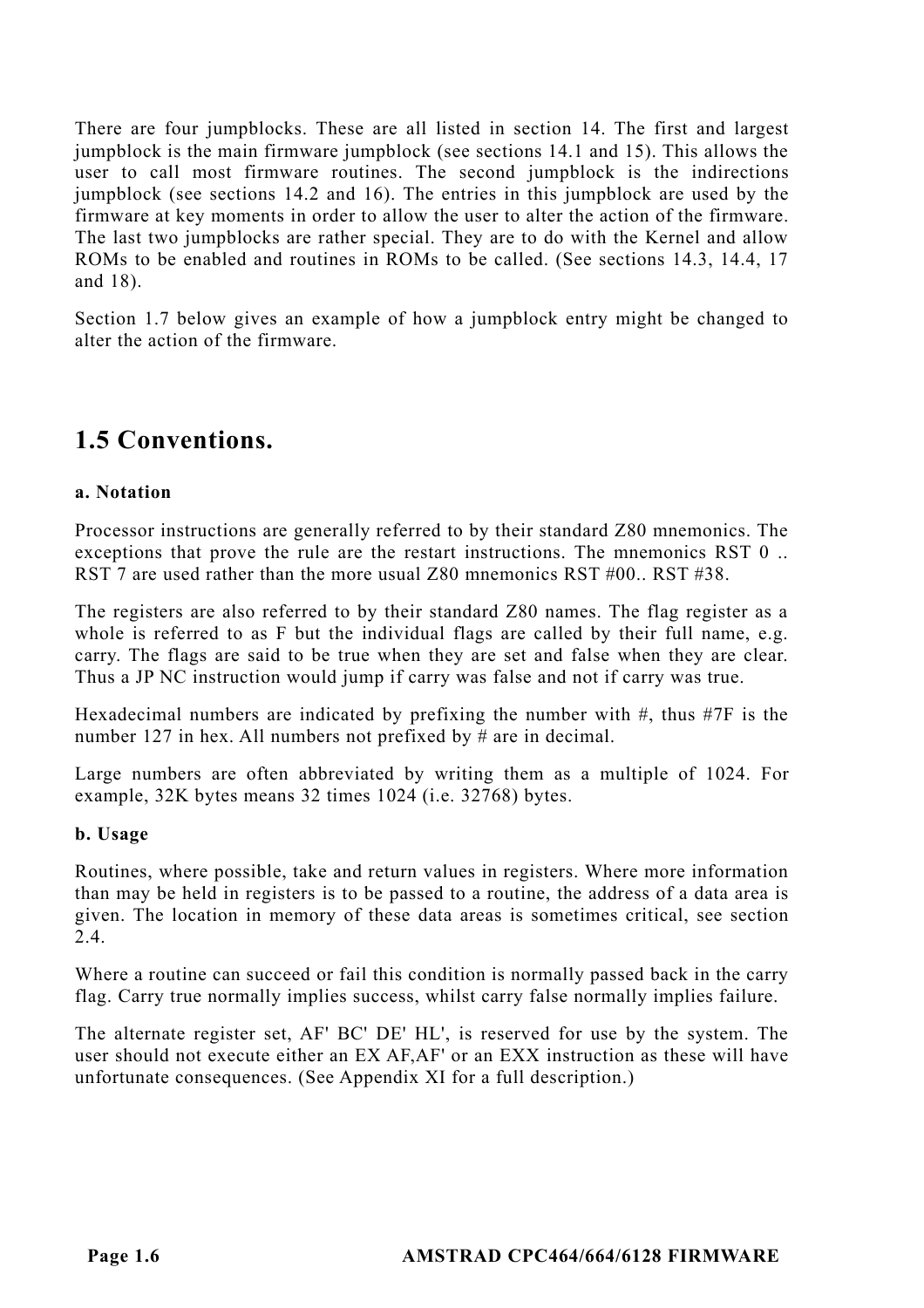There are four jumpblocks. These are all listed in section 14. The first and largest jumpblock is the main firmware jumpblock (see sections 14.1 and 15). This allows the user to call most firmware routines. The second jumpblock is the indirections jumpblock (see sections 14.2 and 16). The entries in this jumpblock are used by the firmware at key moments in order to allow the user to alter the action of the firmware. The last two jumpblocks are rather special. They are to do with the Kernel and allow ROMs to be enabled and routines in ROMs to be called. (See sections 14.3, 14.4, 17 and 18).

Section 1.7 below gives an example of how a jumpblock entry might be changed to alter the action of the firmware.

## 1.5 Conventions.

**a. Notation**

Processor instructions are generally referred to by their standard Z80 mnemonics. The exceptions that prove the rule are the restart instructions. The mnemonics RST 0 .. RST 7 are used rather than the more usual Z80 mnemonics RST #00.. RST #38.

The registers are also referred to by their standard Z80 names. The flag register as a whole is referred to as F but the individual flags are called by their full name, e.g. carry. The flags are said to be true when they are set and false when they are clear. Thus a JP NC instruction would jump if carry was false and not if carry was true.

Hexadecimal numbers are indicated by prefixing the number with #, thus #7F is the number 127 in hex. All numbers not prefixed by # are in decimal.

Large numbers are often abbreviated by writing them as a multiple of 1024. For example, 32K bytes means 32 times 1024 (i.e. 32768) bytes.

**b. Usage**

Routines, where possible, take and return values in registers. Where more information than may be held in registers is to be passed to a routine, the address of a data area is given. The location in memory of these data areas is sometimes critical, see section 2.4.

Where a routine can succeed or fail this condition is normally passed back in the carry flag. Carry true normally implies success, whilst carry false normally implies failure.

The alternate register set, AF' BC' DE' HL', is reserved for use by the system. The user should not execute either an EX AF,AF' or an EXX instruction as these will have unfortunate consequences. (See Appendix XI for a full description.)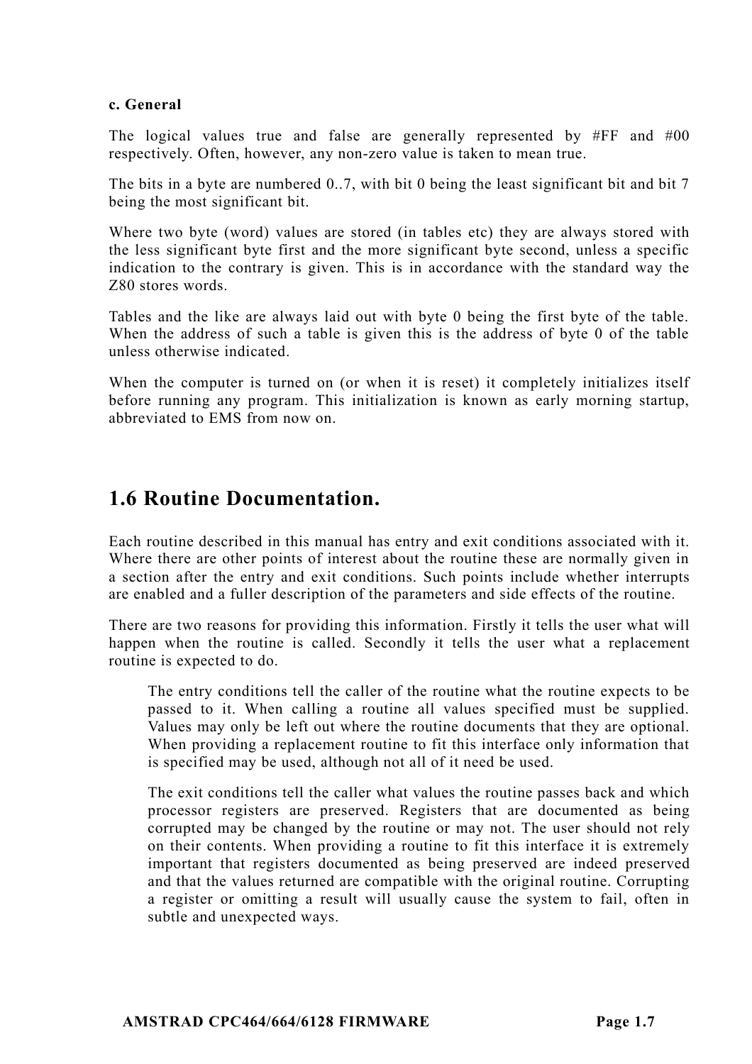**c. General**

The logical values true and false are generally represented by #FF and #00 respectively. Often, however, any non-zero value is taken to mean true.

The bits in a byte are numbered 0..7, with bit 0 being the least significant bit and bit 7 being the most significant bit.

Where two byte (word) values are stored (in tables etc) they are always stored with the less significant byte first and the more significant byte second, unless a specific indication to the contrary is given. This is in accordance with the standard way the Z80 stores words.

Tables and the like are always laid out with byte 0 being the first byte of the table. When the address of such a table is given this is the address of byte 0 of the table unless otherwise indicated.

When the computer is turned on (or when it is reset) it completely initializes itself before running any program. This initialization is known as early morning startup, abbreviated to EMS from now on.

## 1.6 Routine Documentation.

Each routine described in this manual has entry and exit conditions associated with it. Where there are other points of interest about the routine these are normally given in a section after the entry and exit conditions. Such points include whether interrupts are enabled and a fuller description of the parameters and side effects of the routine.

There are two reasons for providing this information. Firstly it tells the user what will happen when the routine is called. Secondly it tells the user what a replacement routine is expected to do.

> The entry conditions tell the caller of the routine what the routine expects to be passed to it. When calling a routine all values specified must be supplied. Values may only be left out where the routine documents that they are optional. When providing a replacement routine to fit this interface only information that is specified may be used, although not all of it need be used.
>
> The exit conditions tell the caller what values the routine passes back and which processor registers are preserved. Registers that are documented as being corrupted may be changed by the routine or may not. The user should not rely on their contents. When providing a routine to fit this interface it is extremely important that registers documented as being preserved are indeed preserved and that the values returned are compatible with the original routine. Corrupting a register or omitting a result will usually cause the system to fail, often in subtle and unexpected ways.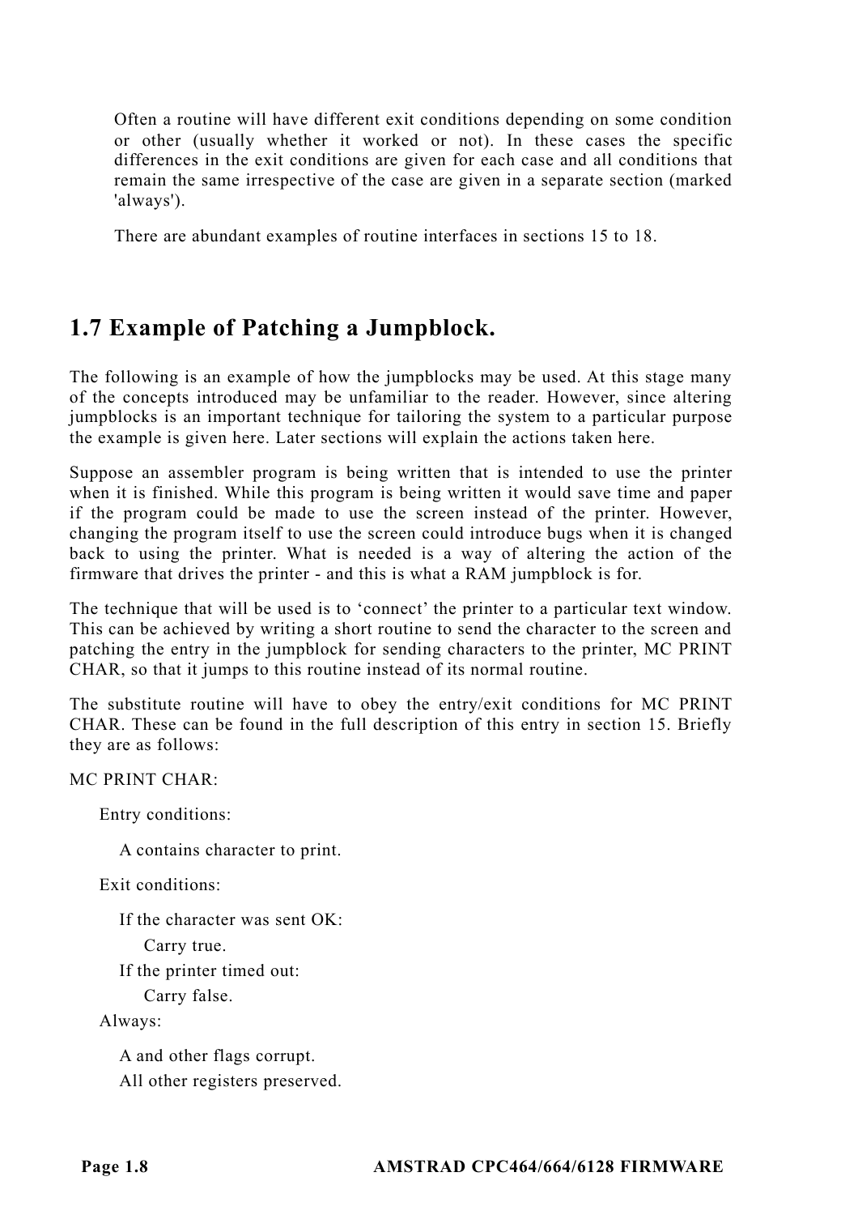Often a routine will have different exit conditions depending on some condition or other (usually whether it worked or not). In these cases the specific differences in the exit conditions are given for each case and all conditions that remain the same irrespective of the case are given in a separate section (marked 'always').

There are abundant examples of routine interfaces in sections 15 to 18.

## 1.7 Example of Patching a Jumpblock.

The following is an example of how the jumpblocks may be used. At this stage many of the concepts introduced may be unfamiliar to the reader. However, since altering jumpblocks is an important technique for tailoring the system to a particular purpose the example is given here. Later sections will explain the actions taken here.

Suppose an assembler program is being written that is intended to use the printer when it is finished. While this program is being written it would save time and paper if the program could be made to use the screen instead of the printer. However, changing the program itself to use the screen could introduce bugs when it is changed back to using the printer. What is needed is a way of altering the action of the firmware that drives the printer - and this is what a RAM jumpblock is for.

The technique that will be used is to ‘connect’ the printer to a particular text window. This can be achieved by writing a short routine to send the character to the screen and patching the entry in the jumpblock for sending characters to the printer, MC PRINT CHAR, so that it jumps to this routine instead of its normal routine.

The substitute routine will have to obey the entry/exit conditions for MC PRINT CHAR. These can be found in the full description of this entry in section 15. Briefly they are as follows:

MC PRINT CHAR:

Entry conditions:

A contains character to print.

Exit conditions:

If the character was sent OK:

Carry true.

If the printer timed out:

Carry false.

Always:

A and other flags corrupt.

All other registers preserved.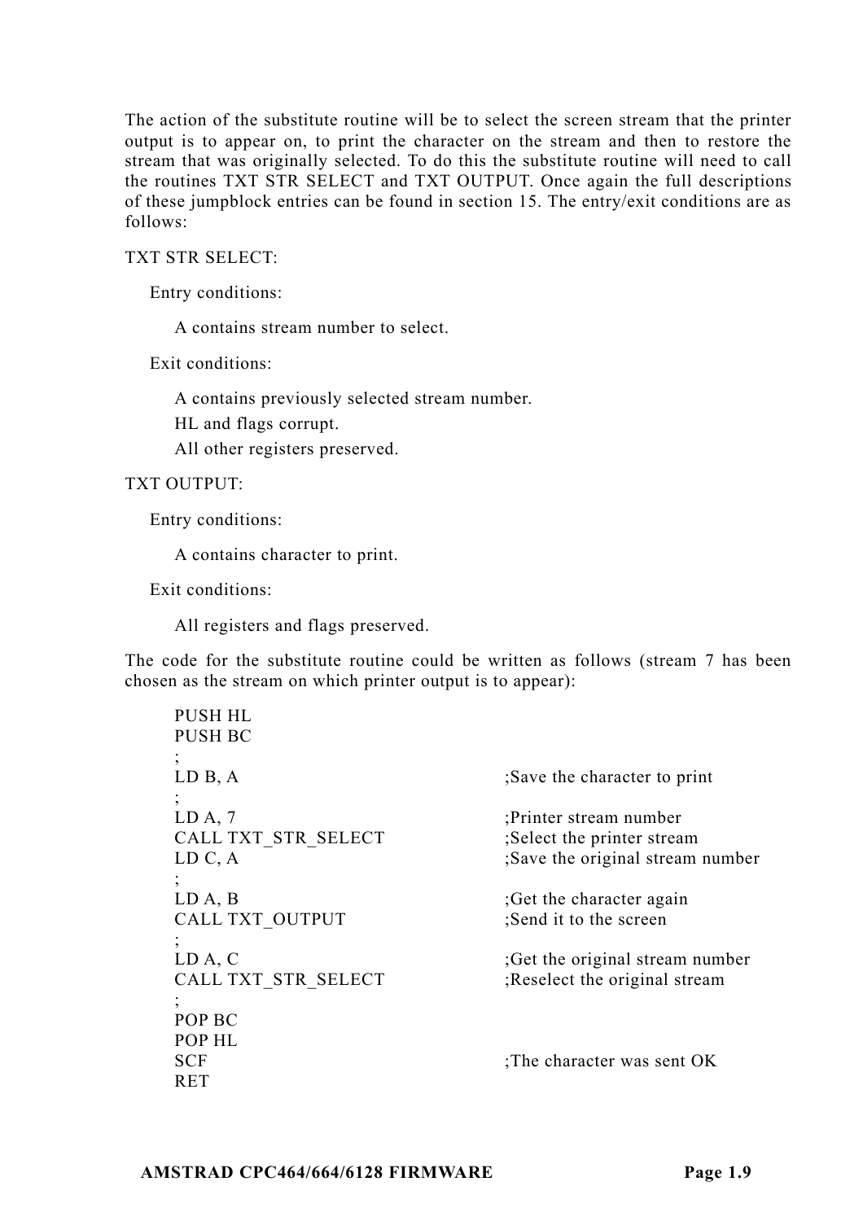The action of the substitute routine will be to select the screen stream that the printer output is to appear on, to print the character on the stream and then to restore the stream that was originally selected. To do this the substitute routine will need to call the routines TXT STR SELECT and TXT OUTPUT. Once again the full descriptions of these jumpblock entries can be found in section 15. The entry/exit conditions are as follows:

TXT STR SELECT:

Entry conditions:

A contains stream number to select.

Exit conditions:

A contains previously selected stream number.
HL and flags corrupt.
All other registers preserved.

TXT OUTPUT:

Entry conditions:

A contains character to print.

Exit conditions:

All registers and flags preserved.

The code for the substitute routine could be written as follows (stream 7 has been chosen as the stream on which printer output is to appear):

```
PUSH HL
PUSH BC
;
LD B, A                         ;Save the character to print
;
LD A, 7                         ;Printer stream number
CALL TXT_STR_SELECT             ;Select the printer stream
LD C, A                         ;Save the original stream number
;
LD A, B                         ;Get the character again
CALL TXT_OUTPUT                 ;Send it to the screen
;
LD A, C                         ;Get the original stream number
CALL TXT_STR_SELECT             ;Reselect the original stream
;
POP BC
POP HL
SCF                             ;The character was sent OK
RET
```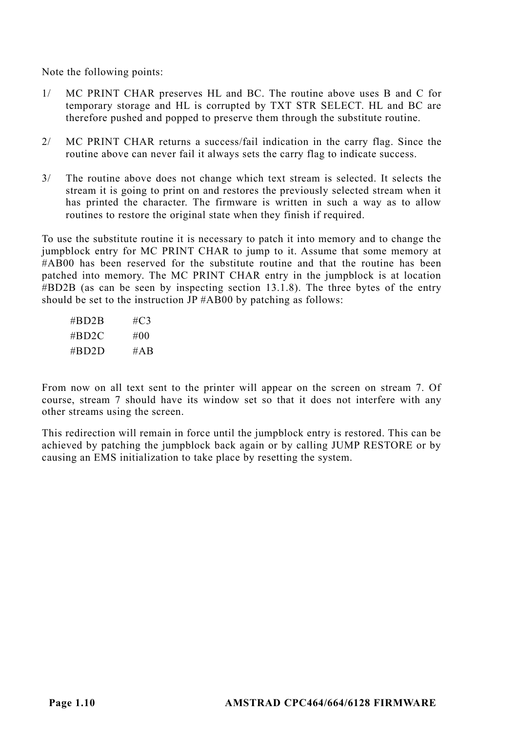Note the following points:

1/ MC PRINT CHAR preserves HL and BC. The routine above uses B and C for temporary storage and HL is corrupted by TXT STR SELECT. HL and BC are therefore pushed and popped to preserve them through the substitute routine.

2/ MC PRINT CHAR returns a success/fail indication in the carry flag. Since the routine above can never fail it always sets the carry flag to indicate success.

3/ The routine above does not change which text stream is selected. It selects the stream it is going to print on and restores the previously selected stream when it has printed the character. The firmware is written in such a way as to allow routines to restore the original state when they finish if required.

To use the substitute routine it is necessary to patch it into memory and to change the jumpblock entry for MC PRINT CHAR to jump to it. Assume that some memory at #AB00 has been reserved for the substitute routine and that the routine has been patched into memory. The MC PRINT CHAR entry in the jumpblock is at location #BD2B (as can be seen by inspecting section 13.1.8). The three bytes of the entry should be set to the instruction JP #AB00 by patching as follows:

```
#BD2B    #C3
#BD2C    #00
#BD2D    #AB
```

From now on all text sent to the printer will appear on the screen on stream 7. Of course, stream 7 should have its window set so that it does not interfere with any other streams using the screen.

This redirection will remain in force until the jumpblock entry is restored. This can be achieved by patching the jumpblock back again or by calling JUMP RESTORE or by causing an EMS initialization to take place by resetting the system.